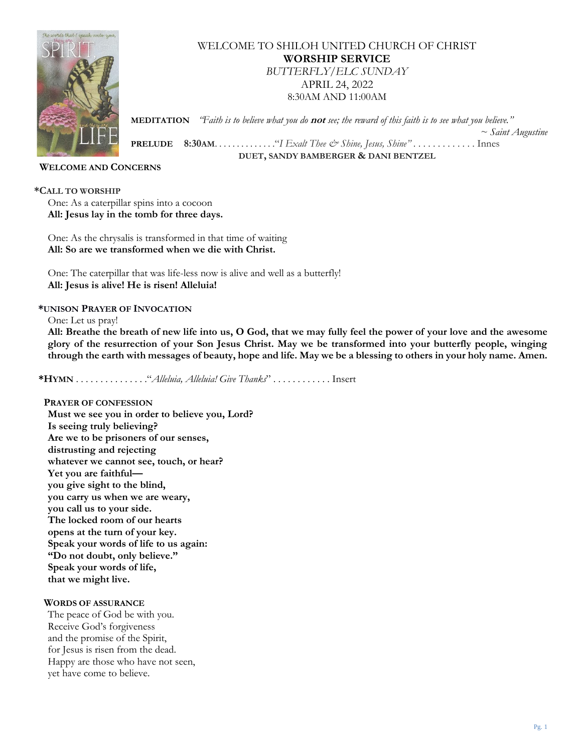# WELCOME TO SHILOH UNITED CHURCH OF CHRIST

## WORSHIP SERVICE

*BUTTERFLY/ELC SUNDAY*

APRIL 24, 2022

8:30AM AND 11:00AM

**MEDITATION** *"Faith is to believe what you do* ***not*** *see; the reward of this faith is to see what you believe."*

*~ Saint Augustine*

**PRELUDE 8:30AM**. . . . . . . . . . . . ."*I Exalt Thee & Shine, Jesus, Shine"* . . . . . . . . . . . . . Innes

**DUET, SANDY BAMBERGER & DANI BENTZEL**

**WELCOME AND CONCERNS**

**\*CALL TO WORSHIP**

One: As a caterpillar spins into a cocoon
**All: Jesus lay in the tomb for three days.**

One: As the chrysalis is transformed in that time of waiting
**All: So are we transformed when we die with Christ.**

One: The caterpillar that was life-less now is alive and well as a butterfly!
**All: Jesus is alive! He is risen! Alleluia!**

**\*UNISON PRAYER OF INVOCATION**

One: Let us pray!
**All: Breathe the breath of new life into us, O God, that we may fully feel the power of your love and the awesome glory of the resurrection of your Son Jesus Christ. May we be transformed into your butterfly people, winging through the earth with messages of beauty, hope and life. May we be a blessing to others in your holy name. Amen.**

**\*HYMN** . . . . . . . . . . . . . . ."*Alleluia, Alleluia! Give Thanks*" . . . . . . . . . . . . Insert

**PRAYER OF CONFESSION**

**Must we see you in order to believe you, Lord?**
**Is seeing truly believing?**
**Are we to be prisoners of our senses,**
**distrusting and rejecting**
**whatever we cannot see, touch, or hear?**
**Yet you are faithful—**
**you give sight to the blind,**
**you carry us when we are weary,**
**you call us to your side.**
**The locked room of our hearts**
**opens at the turn of your key.**
**Speak your words of life to us again:**
**"Do not doubt, only believe."**
**Speak your words of life,**
**that we might live.**

**WORDS OF ASSURANCE**

The peace of God be with you.
Receive God's forgiveness
and the promise of the Spirit,
for Jesus is risen from the dead.
Happy are those who have not seen,
yet have come to believe.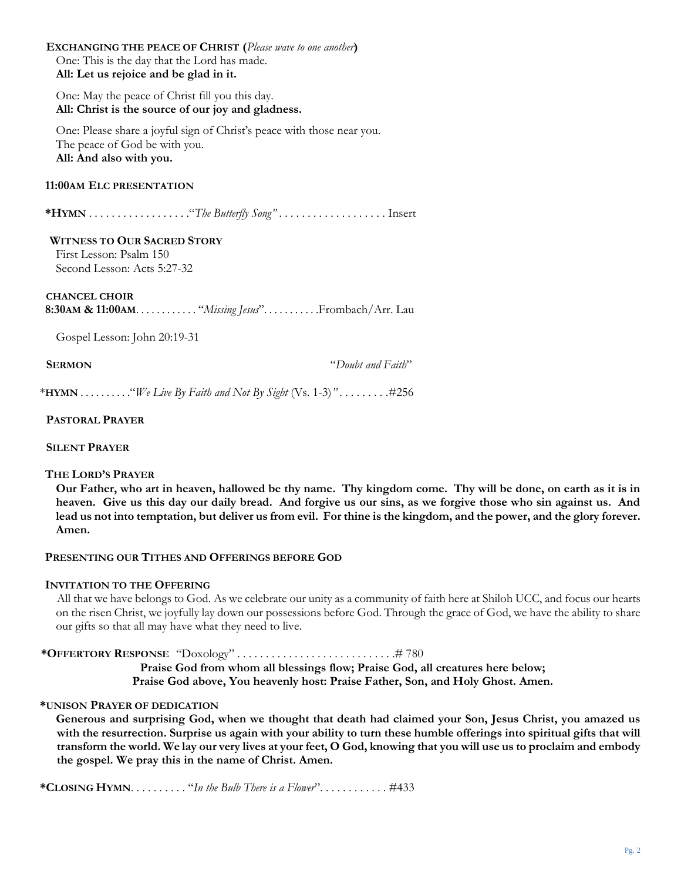**EXCHANGING THE PEACE OF CHRIST** (*Please wave to one another*)

One: This is the day that the Lord has made.
**All: Let us rejoice and be glad in it.**

One: May the peace of Christ fill you this day.
**All: Christ is the source of our joy and gladness.**

One: Please share a joyful sign of Christ's peace with those near you.
The peace of God be with you.
**All: And also with you.**

**11:00AM ELC PRESENTATION**

***HYMN** . . . . . . . . . . . . . . . . . ."*The Butterfly Song"* . . . . . . . . . . . . . . . . . . . Insert

**WITNESS TO OUR SACRED STORY**

First Lesson: Psalm 150
Second Lesson: Acts 5:27-32

**CHANCEL CHOIR**
**8:30AM & 11:00AM**. . . . . . . . . . . "*Missing Jesus*". . . . . . . . . . .Frombach/Arr. Lau

Gospel Lesson: John 20:19-31

**SERMON** "*Doubt and Faith*"

\***HYMN** . . . . . . . . ."*We Live By Faith and Not By Sight* (Vs. 1-3)*"*. . . . . . . . .#256

**PASTORAL PRAYER**

**SILENT PRAYER**

**THE LORD'S PRAYER**

**Our Father, who art in heaven, hallowed be thy name. Thy kingdom come. Thy will be done, on earth as it is in heaven. Give us this day our daily bread. And forgive us our sins, as we forgive those who sin against us. And lead us not into temptation, but deliver us from evil. For thine is the kingdom, and the power, and the glory forever. Amen.**

**PRESENTING OUR TITHES AND OFFERINGS BEFORE GOD**

**INVITATION TO THE OFFERING**

All that we have belongs to God. As we celebrate our unity as a community of faith here at Shiloh UCC, and focus our hearts on the risen Christ, we joyfully lay down our possessions before God. Through the grace of God, we have the ability to share our gifts so that all may have what they need to live.

***OFFERTORY RESPONSE** "Doxology" . . . . . . . . . . . . . . . . . . . . . . . . . . .# 780

**Praise God from whom all blessings flow; Praise God, all creatures here below;
Praise God above, You heavenly host: Praise Father, Son, and Holy Ghost. Amen.**

***UNISON PRAYER OF DEDICATION**

**Generous and surprising God, when we thought that death had claimed your Son, Jesus Christ, you amazed us with the resurrection. Surprise us again with your ability to turn these humble offerings into spiritual gifts that will transform the world. We lay our very lives at your feet, O God, knowing that you will use us to proclaim and embody the gospel. We pray this in the name of Christ. Amen.**

***CLOSING HYMN**. . . . . . . . . "*In the Bulb There is a Flower*". . . . . . . . . . . . #433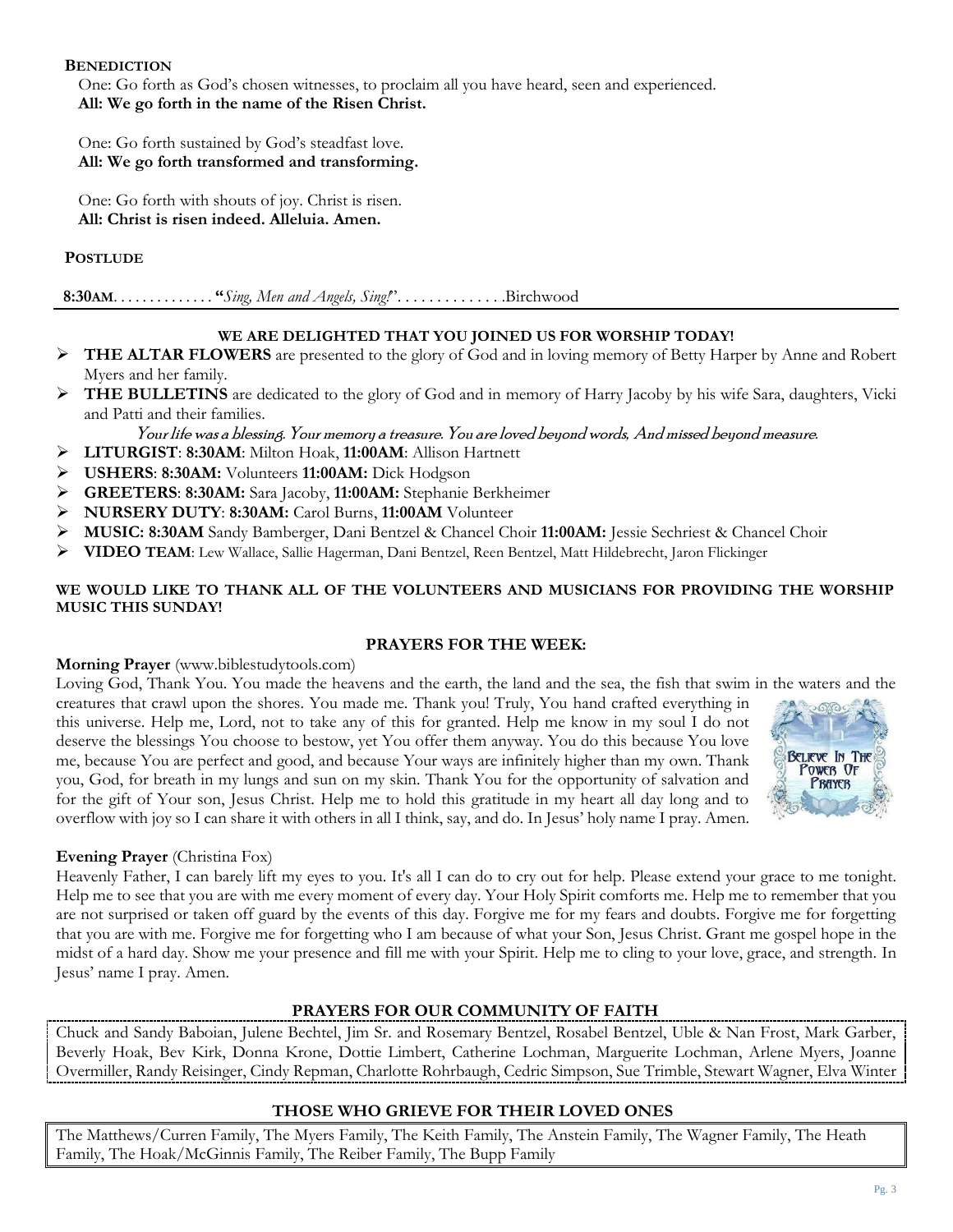**BENEDICTION**

One: Go forth as God's chosen witnesses, to proclaim all you have heard, seen and experienced.
**All: We go forth in the name of the Risen Christ.**

One: Go forth sustained by God's steadfast love.
**All: We go forth transformed and transforming.**

One: Go forth with shouts of joy. Christ is risen.
**All: Christ is risen indeed. Alleluia. Amen.**

**POSTLUDE**

**8:30AM**. . . . . . . . . . . . . **"***Sing, Men and Angels, Sing!*". . . . . . . . . . . . . .Birchwood

---

**WE ARE DELIGHTED THAT YOU JOINED US FOR WORSHIP TODAY!**

- **THE ALTAR FLOWERS** are presented to the glory of God and in loving memory of Betty Harper by Anne and Robert Myers and her family.
- **THE BULLETINS** are dedicated to the glory of God and in memory of Harry Jacoby by his wife Sara, daughters, Vicki and Patti and their families.

  *Your life was a blessing. Your memory a treasure. You are loved beyond words, And missed beyond measure.*
- **LITURGIST**: **8:30AM**: Milton Hoak, **11:00AM**: Allison Hartnett
- **USHERS**: **8:30AM:** Volunteers **11:00AM:** Dick Hodgson
- **GREETERS**: **8:30AM:** Sara Jacoby, **11:00AM:** Stephanie Berkheimer
- **NURSERY DUTY**: **8:30AM:** Carol Burns, **11:00AM** Volunteer
- **MUSIC: 8:30AM** Sandy Bamberger, Dani Bentzel & Chancel Choir **11:00AM:** Jessie Sechriest & Chancel Choir
- **VIDEO TEAM**: Lew Wallace, Sallie Hagerman, Dani Bentzel, Reen Bentzel, Matt Hildebrecht, Jaron Flickinger

**WE WOULD LIKE TO THANK ALL OF THE VOLUNTEERS AND MUSICIANS FOR PROVIDING THE WORSHIP MUSIC THIS SUNDAY!**

## PRAYERS FOR THE WEEK:

**Morning Prayer** (www.biblestudytools.com)

Loving God, Thank You. You made the heavens and the earth, the land and the sea, the fish that swim in the waters and the creatures that crawl upon the shores. You made me. Thank you! Truly, You hand crafted everything in this universe. Help me, Lord, not to take any of this for granted. Help me know in my soul I do not deserve the blessings You choose to bestow, yet You offer them anyway. You do this because You love me, because You are perfect and good, and because Your ways are infinitely higher than my own. Thank you, God, for breath in my lungs and sun on my skin. Thank You for the opportunity of salvation and for the gift of Your son, Jesus Christ. Help me to hold this gratitude in my heart all day long and to overflow with joy so I can share it with others in all I think, say, and do. In Jesus' holy name I pray. Amen.

**Evening Prayer** (Christina Fox)

Heavenly Father, I can barely lift my eyes to you. It's all I can do to cry out for help. Please extend your grace to me tonight. Help me to see that you are with me every moment of every day. Your Holy Spirit comforts me. Help me to remember that you are not surprised or taken off guard by the events of this day. Forgive me for my fears and doubts. Forgive me for forgetting that you are with me. Forgive me for forgetting who I am because of what your Son, Jesus Christ. Grant me gospel hope in the midst of a hard day. Show me your presence and fill me with your Spirit. Help me to cling to your love, grace, and strength. In Jesus' name I pray. Amen.

## PRAYERS FOR OUR COMMUNITY OF FAITH

Chuck and Sandy Baboian, Julene Bechtel, Jim Sr. and Rosemary Bentzel, Rosabel Bentzel, Uble & Nan Frost, Mark Garber, Beverly Hoak, Bev Kirk, Donna Krone, Dottie Limbert, Catherine Lochman, Marguerite Lochman, Arlene Myers, Joanne Overmiller, Randy Reisinger, Cindy Repman, Charlotte Rohrbaugh, Cedric Simpson, Sue Trimble, Stewart Wagner, Elva Winter

## THOSE WHO GRIEVE FOR THEIR LOVED ONES

The Matthews/Curren Family, The Myers Family, The Keith Family, The Anstein Family, The Wagner Family, The Heath Family, The Hoak/McGinnis Family, The Reiber Family, The Bupp Family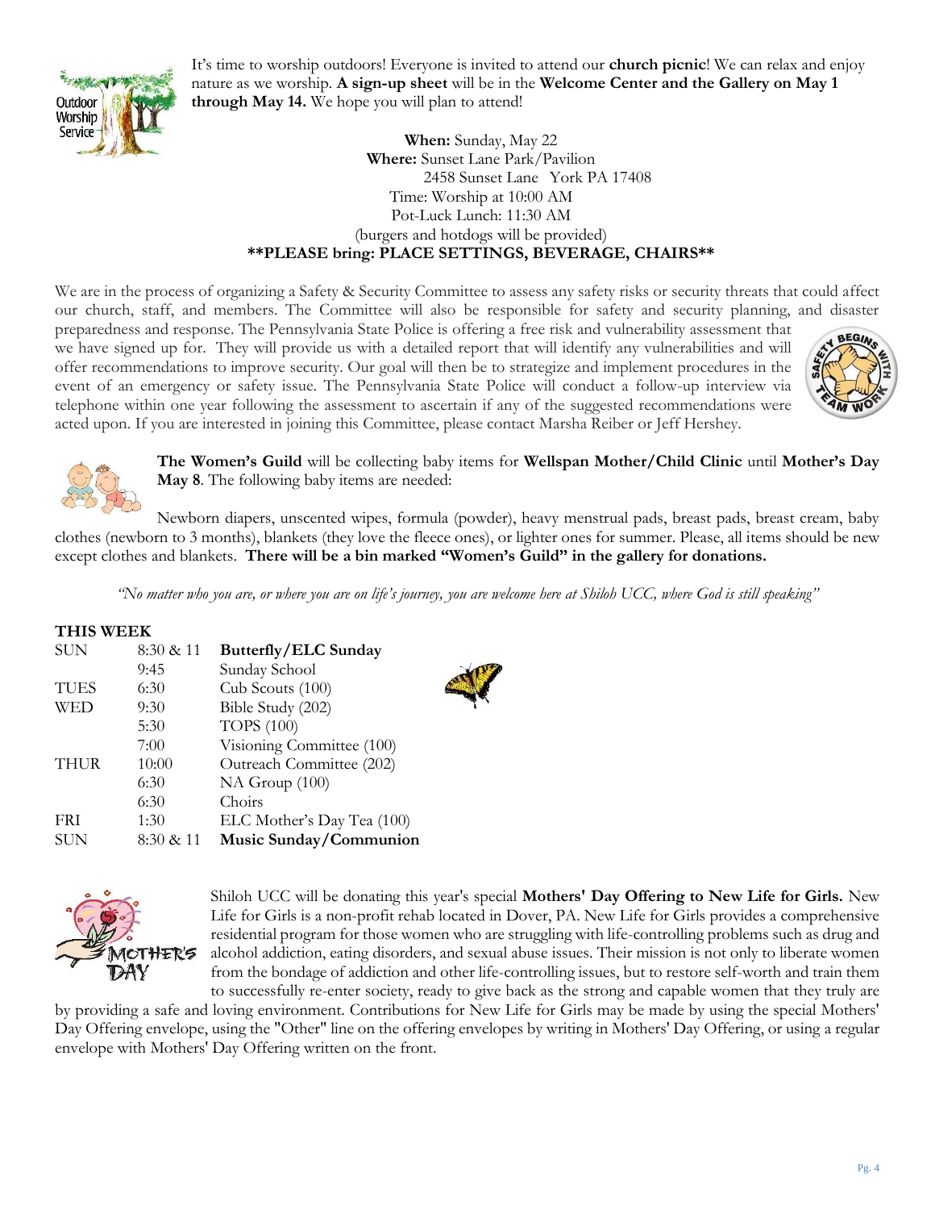It's time to worship outdoors! Everyone is invited to attend our **church picnic**! We can relax and enjoy nature as we worship. **A sign-up sheet** will be in the **Welcome Center and the Gallery on May 1 through May 14.** We hope you will plan to attend!

**When:** Sunday, May 22
**Where:** Sunset Lane Park/Pavilion
2458 Sunset Lane York PA 17408
Time: Worship at 10:00 AM
Pot-Luck Lunch: 11:30 AM
(burgers and hotdogs will be provided)
****PLEASE bring: PLACE SETTINGS, BEVERAGE, CHAIRS****

We are in the process of organizing a Safety & Security Committee to assess any safety risks or security threats that could affect our church, staff, and members. The Committee will also be responsible for safety and security planning, and disaster preparedness and response. The Pennsylvania State Police is offering a free risk and vulnerability assessment that we have signed up for. They will provide us with a detailed report that will identify any vulnerabilities and will offer recommendations to improve security. Our goal will then be to strategize and implement procedures in the event of an emergency or safety issue. The Pennsylvania State Police will conduct a follow-up interview via telephone within one year following the assessment to ascertain if any of the suggested recommendations were acted upon. If you are interested in joining this Committee, please contact Marsha Reiber or Jeff Hershey.

**The Women's Guild** will be collecting baby items for **Wellspan Mother/Child Clinic** until **Mother's Day May 8**. The following baby items are needed:

Newborn diapers, unscented wipes, formula (powder), heavy menstrual pads, breast pads, breast cream, baby clothes (newborn to 3 months), blankets (they love the fleece ones), or lighter ones for summer. Please, all items should be new except clothes and blankets. **There will be a bin marked "Women's Guild" in the gallery for donations.**

*"No matter who you are, or where you are on life's journey, you are welcome here at Shiloh UCC, where God is still speaking"*

**THIS WEEK**

| | | |
|---|---|---|
| SUN | 8:30 & 11 | **Butterfly/ELC Sunday** |
| | 9:45 | Sunday School |
| TUES | 6:30 | Cub Scouts (100) |
| WED | 9:30 | Bible Study (202) |
| | 5:30 | TOPS (100) |
| | 7:00 | Visioning Committee (100) |
| THUR | 10:00 | Outreach Committee (202) |
| | 6:30 | NA Group (100) |
| | 6:30 | Choirs |
| FRI | 1:30 | ELC Mother's Day Tea (100) |
| SUN | 8:30 & 11 | **Music Sunday/Communion** |

Shiloh UCC will be donating this year's special **Mothers' Day Offering to New Life for Girls.** New Life for Girls is a non-profit rehab located in Dover, PA. New Life for Girls provides a comprehensive residential program for those women who are struggling with life-controlling problems such as drug and alcohol addiction, eating disorders, and sexual abuse issues. Their mission is not only to liberate women from the bondage of addiction and other life-controlling issues, but to restore self-worth and train them to successfully re-enter society, ready to give back as the strong and capable women that they truly are by providing a safe and loving environment. Contributions for New Life for Girls may be made by using the special Mothers' Day Offering envelope, using the "Other" line on the offering envelopes by writing in Mothers' Day Offering, or using a regular envelope with Mothers' Day Offering written on the front.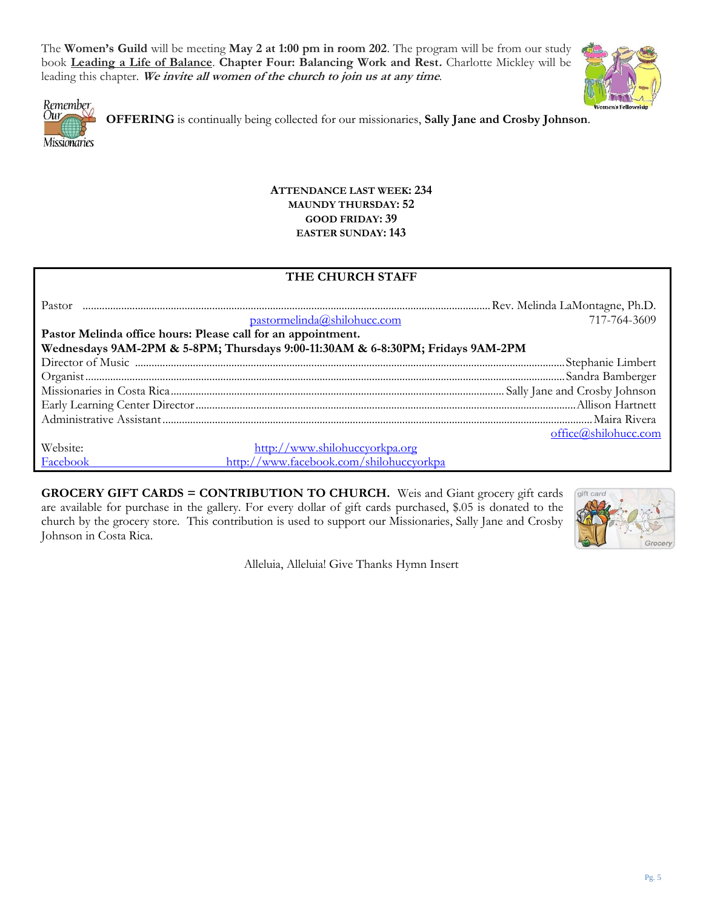The **Women's Guild** will be meeting **May 2 at 1:00 pm in room 202**. The program will be from our study book **Leading a Life of Balance**. **Chapter Four: Balancing Work and Rest.** Charlotte Mickley will be leading this chapter. ***We invite all women of the church to join us at any time***.

**OFFERING** is continually being collected for our missionaries, **Sally Jane and Crosby Johnson**.

**ATTENDANCE LAST WEEK: 234**
**MAUNDY THURSDAY: 52**
**GOOD FRIDAY: 39**
**EASTER SUNDAY: 143**

## THE CHURCH STAFF

Pastor .......... Rev. Melinda LaMontagne, Ph.D.
pastormelinda@shilohucc.com 717-764-3609

**Pastor Melinda office hours: Please call for an appointment.**
**Wednesdays 9AM-2PM & 5-8PM; Thursdays 9:00-11:30AM & 6-8:30PM; Fridays 9AM-2PM**

Director of Music .......... Stephanie Limbert
Organist .......... Sandra Bamberger
Missionaries in Costa Rica .......... Sally Jane and Crosby Johnson
Early Learning Center Director .......... Allison Hartnett
Administrative Assistant .......... Maira Rivera
office@shilohucc.com

Website: http://www.shilohuccyorkpa.org
Facebook http://www.facebook.com/shilohuccyorkpa

**GROCERY GIFT CARDS = CONTRIBUTION TO CHURCH.** Weis and Giant grocery gift cards are available for purchase in the gallery. For every dollar of gift cards purchased, $.05 is donated to the church by the grocery store. This contribution is used to support our Missionaries, Sally Jane and Crosby Johnson in Costa Rica.

Alleluia, Alleluia! Give Thanks Hymn Insert